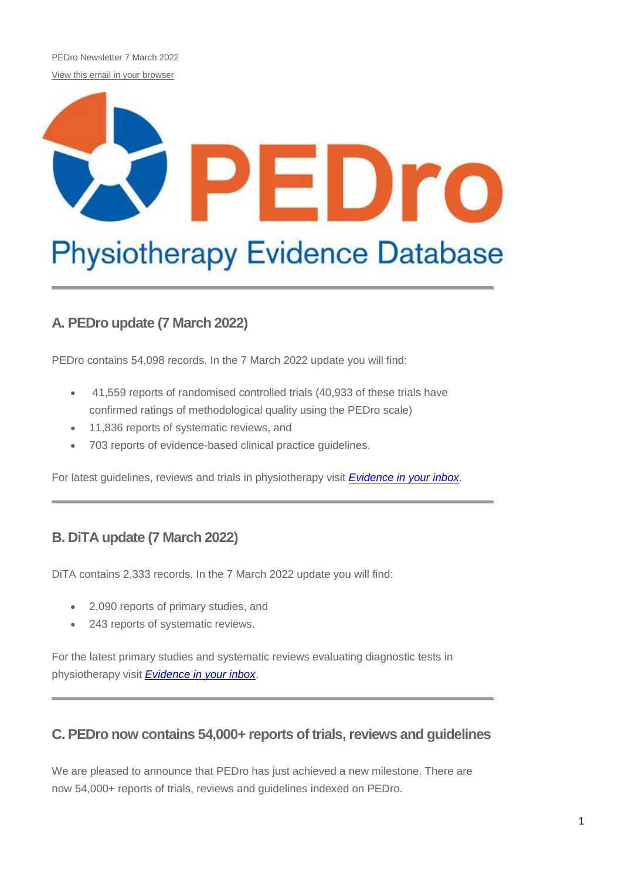PEDro Newsletter 7 March 2022

View this email in your browser

PEDro

Physiotherapy Evidence Database

## A. PEDro update (7 March 2022)

PEDro contains 54,098 records. In the 7 March 2022 update you will find:

- 41,559 reports of randomised controlled trials (40,933 of these trials have confirmed ratings of methodological quality using the PEDro scale)
- 11,836 reports of systematic reviews, and
- 703 reports of evidence-based clinical practice guidelines.

For latest guidelines, reviews and trials in physiotherapy visit *Evidence in your inbox*.

## B. DiTA update (7 March 2022)

DiTA contains 2,333 records. In the 7 March 2022 update you will find:

- 2,090 reports of primary studies, and
- 243 reports of systematic reviews.

For the latest primary studies and systematic reviews evaluating diagnostic tests in physiotherapy visit *Evidence in your inbox*.

## C. PEDro now contains 54,000+ reports of trials, reviews and guidelines

We are pleased to announce that PEDro has just achieved a new milestone. There are now 54,000+ reports of trials, reviews and guidelines indexed on PEDro.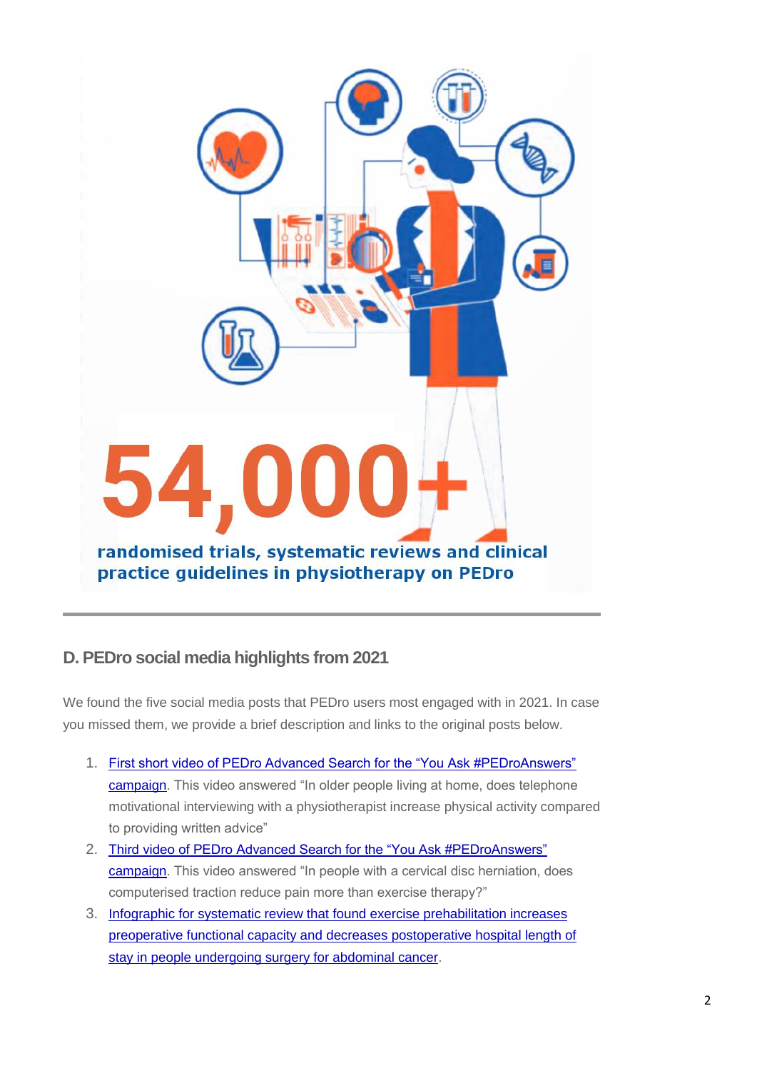54,000+

randomised trials, systematic reviews and clinical practice guidelines in physiotherapy on PEDro

---

## D. PEDro social media highlights from 2021

We found the five social media posts that PEDro users most engaged with in 2021. In case you missed them, we provide a brief description and links to the original posts below.

1. First short video of PEDro Advanced Search for the "You Ask #PEDroAnswers" campaign. This video answered "In older people living at home, does telephone motivational interviewing with a physiotherapist increase physical activity compared to providing written advice"
2. Third video of PEDro Advanced Search for the "You Ask #PEDroAnswers" campaign. This video answered "In people with a cervical disc herniation, does computerised traction reduce pain more than exercise therapy?"
3. Infographic for systematic review that found exercise prehabilitation increases preoperative functional capacity and decreases postoperative hospital length of stay in people undergoing surgery for abdominal cancer.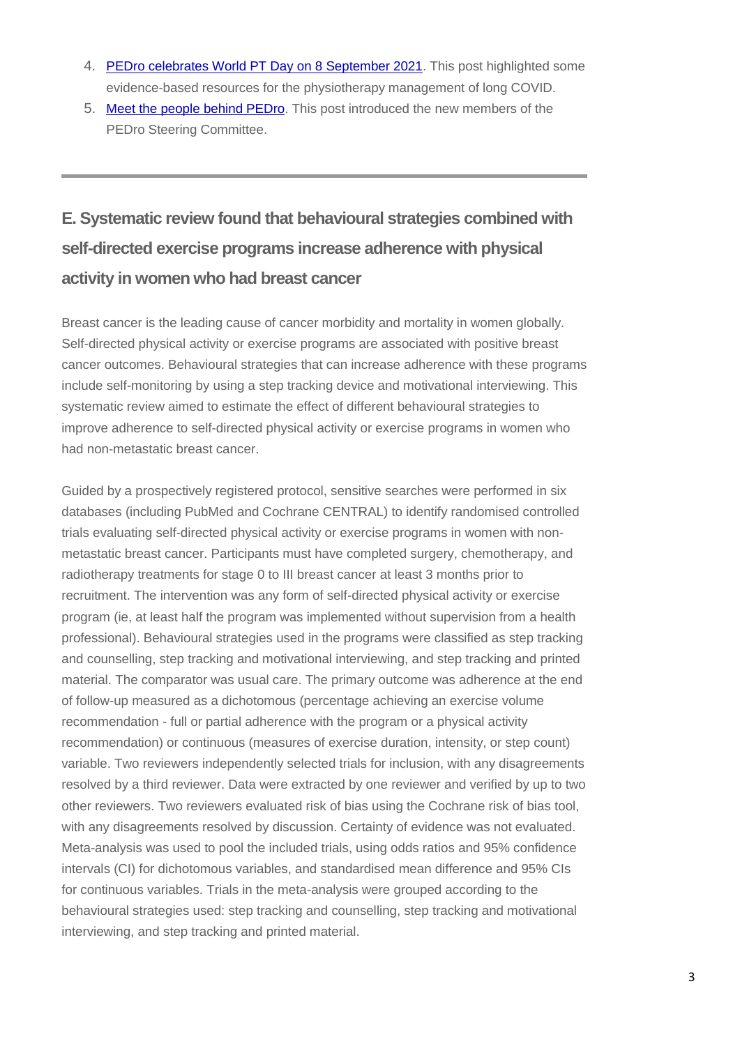4. [PEDro celebrates World PT Day on 8 September 2021](). This post highlighted some evidence-based resources for the physiotherapy management of long COVID.
5. [Meet the people behind PEDro](). This post introduced the new members of the PEDro Steering Committee.

---

## E. Systematic review found that behavioural strategies combined with self-directed exercise programs increase adherence with physical activity in women who had breast cancer

Breast cancer is the leading cause of cancer morbidity and mortality in women globally. Self-directed physical activity or exercise programs are associated with positive breast cancer outcomes. Behavioural strategies that can increase adherence with these programs include self-monitoring by using a step tracking device and motivational interviewing. This systematic review aimed to estimate the effect of different behavioural strategies to improve adherence to self-directed physical activity or exercise programs in women who had non-metastatic breast cancer.

Guided by a prospectively registered protocol, sensitive searches were performed in six databases (including PubMed and Cochrane CENTRAL) to identify randomised controlled trials evaluating self-directed physical activity or exercise programs in women with non-metastatic breast cancer. Participants must have completed surgery, chemotherapy, and radiotherapy treatments for stage 0 to III breast cancer at least 3 months prior to recruitment. The intervention was any form of self-directed physical activity or exercise program (ie, at least half the program was implemented without supervision from a health professional). Behavioural strategies used in the programs were classified as step tracking and counselling, step tracking and motivational interviewing, and step tracking and printed material. The comparator was usual care. The primary outcome was adherence at the end of follow-up measured as a dichotomous (percentage achieving an exercise volume recommendation - full or partial adherence with the program or a physical activity recommendation) or continuous (measures of exercise duration, intensity, or step count) variable. Two reviewers independently selected trials for inclusion, with any disagreements resolved by a third reviewer. Data were extracted by one reviewer and verified by up to two other reviewers. Two reviewers evaluated risk of bias using the Cochrane risk of bias tool, with any disagreements resolved by discussion. Certainty of evidence was not evaluated. Meta-analysis was used to pool the included trials, using odds ratios and 95% confidence intervals (CI) for dichotomous variables, and standardised mean difference and 95% CIs for continuous variables. Trials in the meta-analysis were grouped according to the behavioural strategies used: step tracking and counselling, step tracking and motivational interviewing, and step tracking and printed material.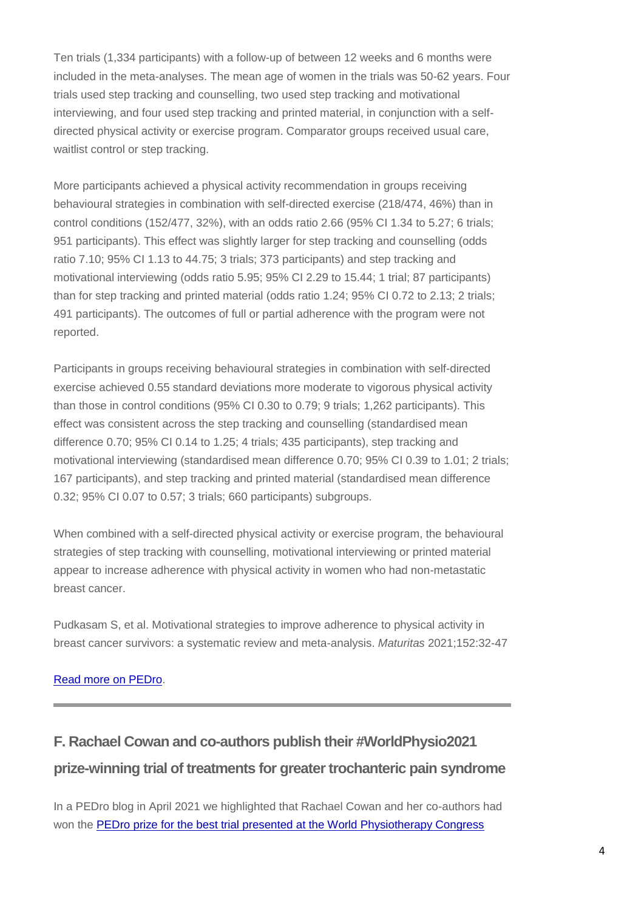Ten trials (1,334 participants) with a follow-up of between 12 weeks and 6 months were included in the meta-analyses. The mean age of women in the trials was 50-62 years. Four trials used step tracking and counselling, two used step tracking and motivational interviewing, and four used step tracking and printed material, in conjunction with a self-directed physical activity or exercise program. Comparator groups received usual care, waitlist control or step tracking.

More participants achieved a physical activity recommendation in groups receiving behavioural strategies in combination with self-directed exercise (218/474, 46%) than in control conditions (152/477, 32%), with an odds ratio 2.66 (95% CI 1.34 to 5.27; 6 trials; 951 participants). This effect was slightly larger for step tracking and counselling (odds ratio 7.10; 95% CI 1.13 to 44.75; 3 trials; 373 participants) and step tracking and motivational interviewing (odds ratio 5.95; 95% CI 2.29 to 15.44; 1 trial; 87 participants) than for step tracking and printed material (odds ratio 1.24; 95% CI 0.72 to 2.13; 2 trials; 491 participants). The outcomes of full or partial adherence with the program were not reported.

Participants in groups receiving behavioural strategies in combination with self-directed exercise achieved 0.55 standard deviations more moderate to vigorous physical activity than those in control conditions (95% CI 0.30 to 0.79; 9 trials; 1,262 participants). This effect was consistent across the step tracking and counselling (standardised mean difference 0.70; 95% CI 0.14 to 1.25; 4 trials; 435 participants), step tracking and motivational interviewing (standardised mean difference 0.70; 95% CI 0.39 to 1.01; 2 trials; 167 participants), and step tracking and printed material (standardised mean difference 0.32; 95% CI 0.07 to 0.57; 3 trials; 660 participants) subgroups.

When combined with a self-directed physical activity or exercise program, the behavioural strategies of step tracking with counselling, motivational interviewing or printed material appear to increase adherence with physical activity in women who had non-metastatic breast cancer.

Pudkasam S, et al. Motivational strategies to improve adherence to physical activity in breast cancer survivors: a systematic review and meta-analysis. *Maturitas* 2021;152:32-47

[Read more on PEDro](#).

---

## F. Rachael Cowan and co-authors publish their #WorldPhysio2021 prize-winning trial of treatments for greater trochanteric pain syndrome

In a PEDro blog in April 2021 we highlighted that Rachael Cowan and her co-authors had won the [PEDro prize for the best trial presented at the World Physiotherapy Congress](#)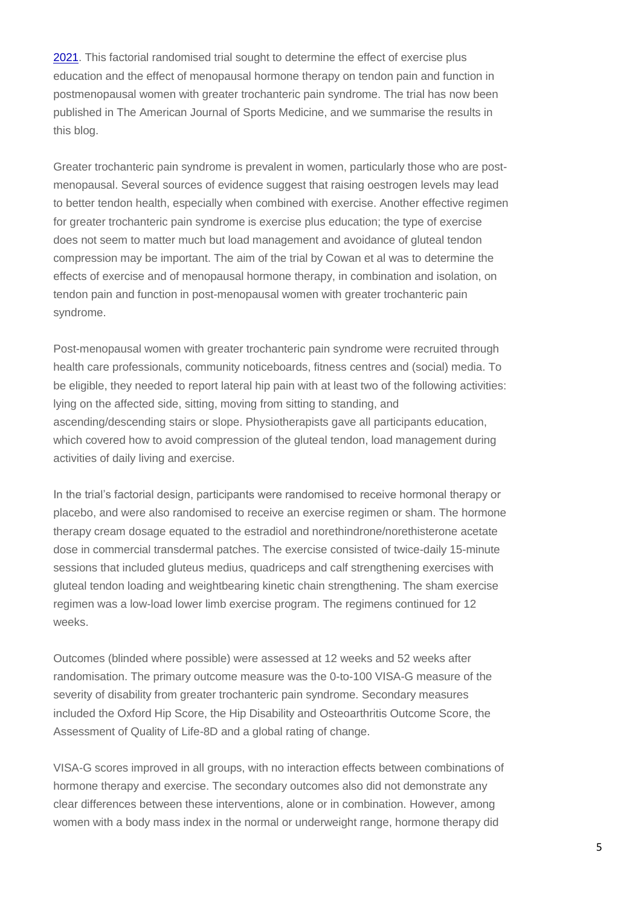[2021](). This factorial randomised trial sought to determine the effect of exercise plus education and the effect of menopausal hormone therapy on tendon pain and function in postmenopausal women with greater trochanteric pain syndrome. The trial has now been published in The American Journal of Sports Medicine, and we summarise the results in this blog.

Greater trochanteric pain syndrome is prevalent in women, particularly those who are post-menopausal. Several sources of evidence suggest that raising oestrogen levels may lead to better tendon health, especially when combined with exercise. Another effective regimen for greater trochanteric pain syndrome is exercise plus education; the type of exercise does not seem to matter much but load management and avoidance of gluteal tendon compression may be important. The aim of the trial by Cowan et al was to determine the effects of exercise and of menopausal hormone therapy, in combination and isolation, on tendon pain and function in post-menopausal women with greater trochanteric pain syndrome.

Post-menopausal women with greater trochanteric pain syndrome were recruited through health care professionals, community noticeboards, fitness centres and (social) media. To be eligible, they needed to report lateral hip pain with at least two of the following activities: lying on the affected side, sitting, moving from sitting to standing, and ascending/descending stairs or slope. Physiotherapists gave all participants education, which covered how to avoid compression of the gluteal tendon, load management during activities of daily living and exercise.

In the trial's factorial design, participants were randomised to receive hormonal therapy or placebo, and were also randomised to receive an exercise regimen or sham. The hormone therapy cream dosage equated to the estradiol and norethindrone/norethisterone acetate dose in commercial transdermal patches. The exercise consisted of twice-daily 15-minute sessions that included gluteus medius, quadriceps and calf strengthening exercises with gluteal tendon loading and weightbearing kinetic chain strengthening. The sham exercise regimen was a low-load lower limb exercise program. The regimens continued for 12 weeks.

Outcomes (blinded where possible) were assessed at 12 weeks and 52 weeks after randomisation. The primary outcome measure was the 0-to-100 VISA-G measure of the severity of disability from greater trochanteric pain syndrome. Secondary measures included the Oxford Hip Score, the Hip Disability and Osteoarthritis Outcome Score, the Assessment of Quality of Life-8D and a global rating of change.

VISA-G scores improved in all groups, with no interaction effects between combinations of hormone therapy and exercise. The secondary outcomes also did not demonstrate any clear differences between these interventions, alone or in combination. However, among women with a body mass index in the normal or underweight range, hormone therapy did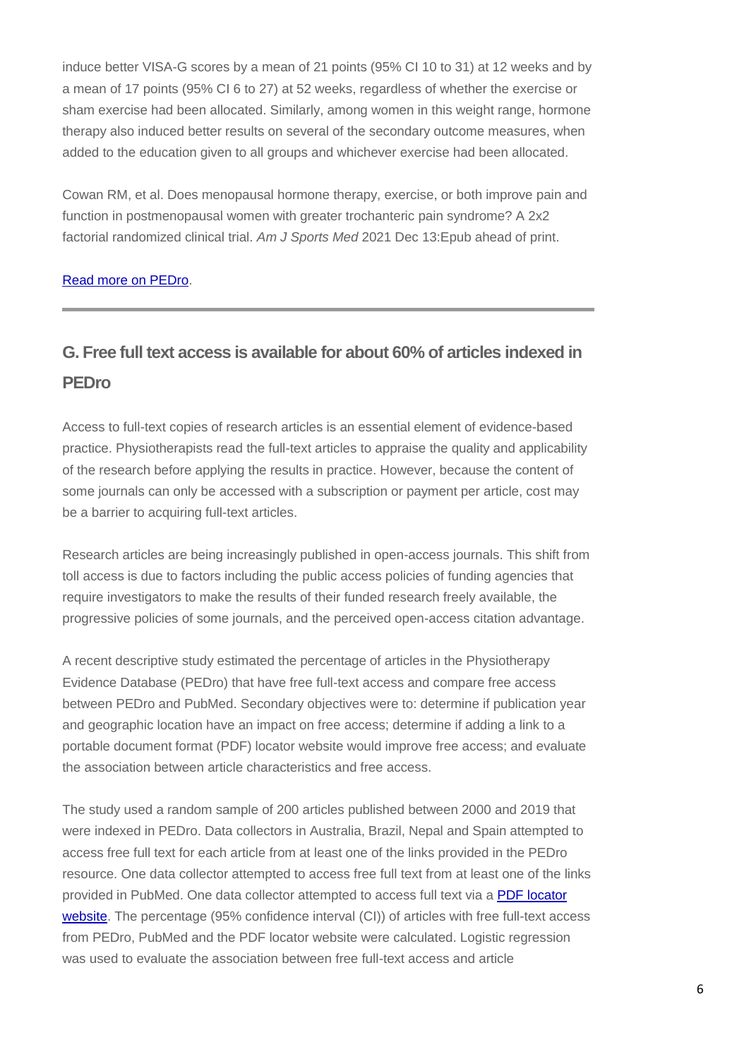induce better VISA-G scores by a mean of 21 points (95% CI 10 to 31) at 12 weeks and by a mean of 17 points (95% CI 6 to 27) at 52 weeks, regardless of whether the exercise or sham exercise had been allocated. Similarly, among women in this weight range, hormone therapy also induced better results on several of the secondary outcome measures, when added to the education given to all groups and whichever exercise had been allocated.

Cowan RM, et al. Does menopausal hormone therapy, exercise, or both improve pain and function in postmenopausal women with greater trochanteric pain syndrome? A 2x2 factorial randomized clinical trial. *Am J Sports Med* 2021 Dec 13:Epub ahead of print.

[Read more on PEDro](#).

---

## G. Free full text access is available for about 60% of articles indexed in PEDro

Access to full-text copies of research articles is an essential element of evidence-based practice. Physiotherapists read the full-text articles to appraise the quality and applicability of the research before applying the results in practice. However, because the content of some journals can only be accessed with a subscription or payment per article, cost may be a barrier to acquiring full-text articles.

Research articles are being increasingly published in open-access journals. This shift from toll access is due to factors including the public access policies of funding agencies that require investigators to make the results of their funded research freely available, the progressive policies of some journals, and the perceived open-access citation advantage.

A recent descriptive study estimated the percentage of articles in the Physiotherapy Evidence Database (PEDro) that have free full-text access and compare free access between PEDro and PubMed. Secondary objectives were to: determine if publication year and geographic location have an impact on free access; determine if adding a link to a portable document format (PDF) locator website would improve free access; and evaluate the association between article characteristics and free access.

The study used a random sample of 200 articles published between 2000 and 2019 that were indexed in PEDro. Data collectors in Australia, Brazil, Nepal and Spain attempted to access free full text for each article from at least one of the links provided in the PEDro resource. One data collector attempted to access free full text from at least one of the links provided in PubMed. One data collector attempted to access full text via a [PDF locator website](#). The percentage (95% confidence interval (CI)) of articles with free full-text access from PEDro, PubMed and the PDF locator website were calculated. Logistic regression was used to evaluate the association between free full-text access and article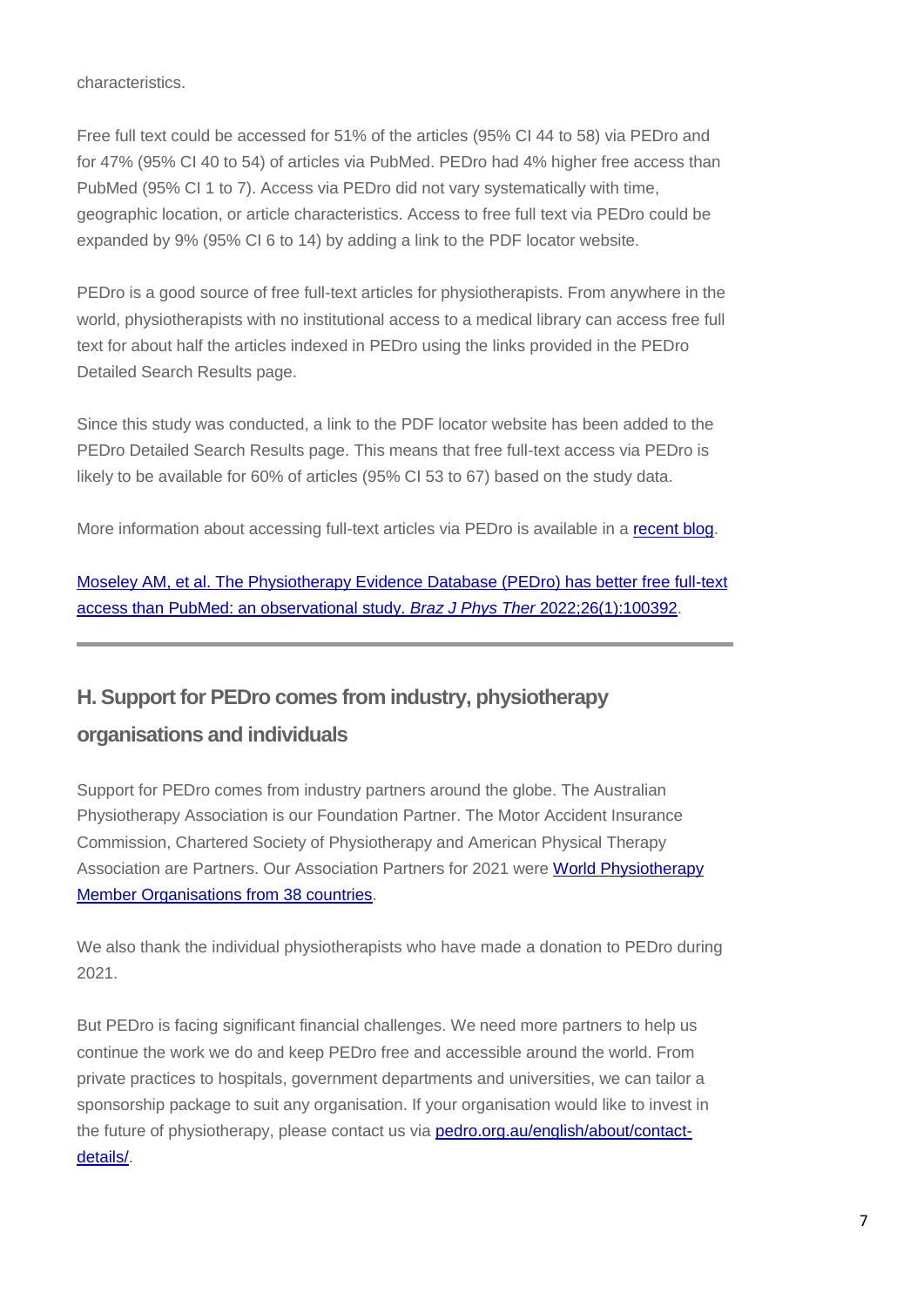characteristics.

Free full text could be accessed for 51% of the articles (95% CI 44 to 58) via PEDro and for 47% (95% CI 40 to 54) of articles via PubMed. PEDro had 4% higher free access than PubMed (95% CI 1 to 7). Access via PEDro did not vary systematically with time, geographic location, or article characteristics. Access to free full text via PEDro could be expanded by 9% (95% CI 6 to 14) by adding a link to the PDF locator website.

PEDro is a good source of free full-text articles for physiotherapists. From anywhere in the world, physiotherapists with no institutional access to a medical library can access free full text for about half the articles indexed in PEDro using the links provided in the PEDro Detailed Search Results page.

Since this study was conducted, a link to the PDF locator website has been added to the PEDro Detailed Search Results page. This means that free full-text access via PEDro is likely to be available for 60% of articles (95% CI 53 to 67) based on the study data.

More information about accessing full-text articles via PEDro is available in a recent blog.

Moseley AM, et al. The Physiotherapy Evidence Database (PEDro) has better free full-text access than PubMed: an observational study. *Braz J Phys Ther* 2022;26(1):100392.

---

## H. Support for PEDro comes from industry, physiotherapy organisations and individuals

Support for PEDro comes from industry partners around the globe. The Australian Physiotherapy Association is our Foundation Partner. The Motor Accident Insurance Commission, Chartered Society of Physiotherapy and American Physical Therapy Association are Partners. Our Association Partners for 2021 were World Physiotherapy Member Organisations from 38 countries.

We also thank the individual physiotherapists who have made a donation to PEDro during 2021.

But PEDro is facing significant financial challenges. We need more partners to help us continue the work we do and keep PEDro free and accessible around the world. From private practices to hospitals, government departments and universities, we can tailor a sponsorship package to suit any organisation. If your organisation would like to invest in the future of physiotherapy, please contact us via pedro.org.au/english/about/contact-details/.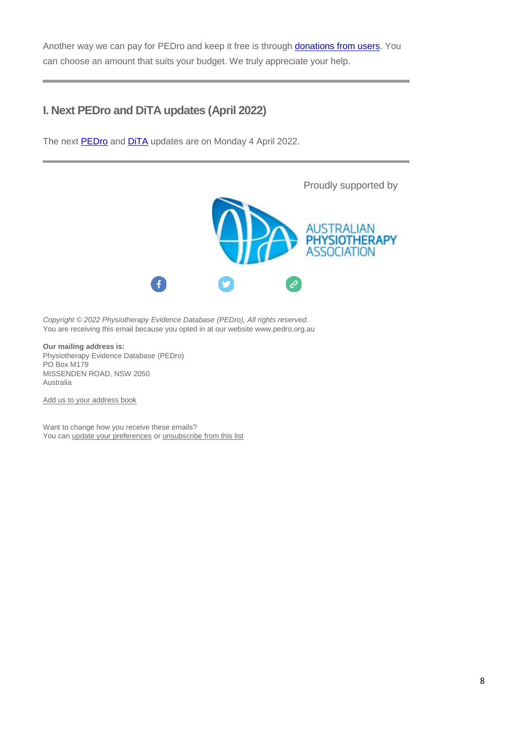Another way we can pay for PEDro and keep it free is through donations from users. You can choose an amount that suits your budget. We truly appreciate your help.

---

## I. Next PEDro and DiTA updates (April 2022)

The next PEDro and DiTA updates are on Monday 4 April 2022.

---

Proudly supported by

AUSTRALIAN PHYSIOTHERAPY ASSOCIATION

*Copyright © 2022 Physiotherapy Evidence Database (PEDro), All rights reserved.*
You are receiving this email because you opted in at our website www.pedro.org.au

**Our mailing address is:**
Physiotherapy Evidence Database (PEDro)
PO Box M179
MISSENDEN ROAD, NSW 2050
Australia

Add us to your address book

Want to change how you receive these emails?
You can update your preferences or unsubscribe from this list